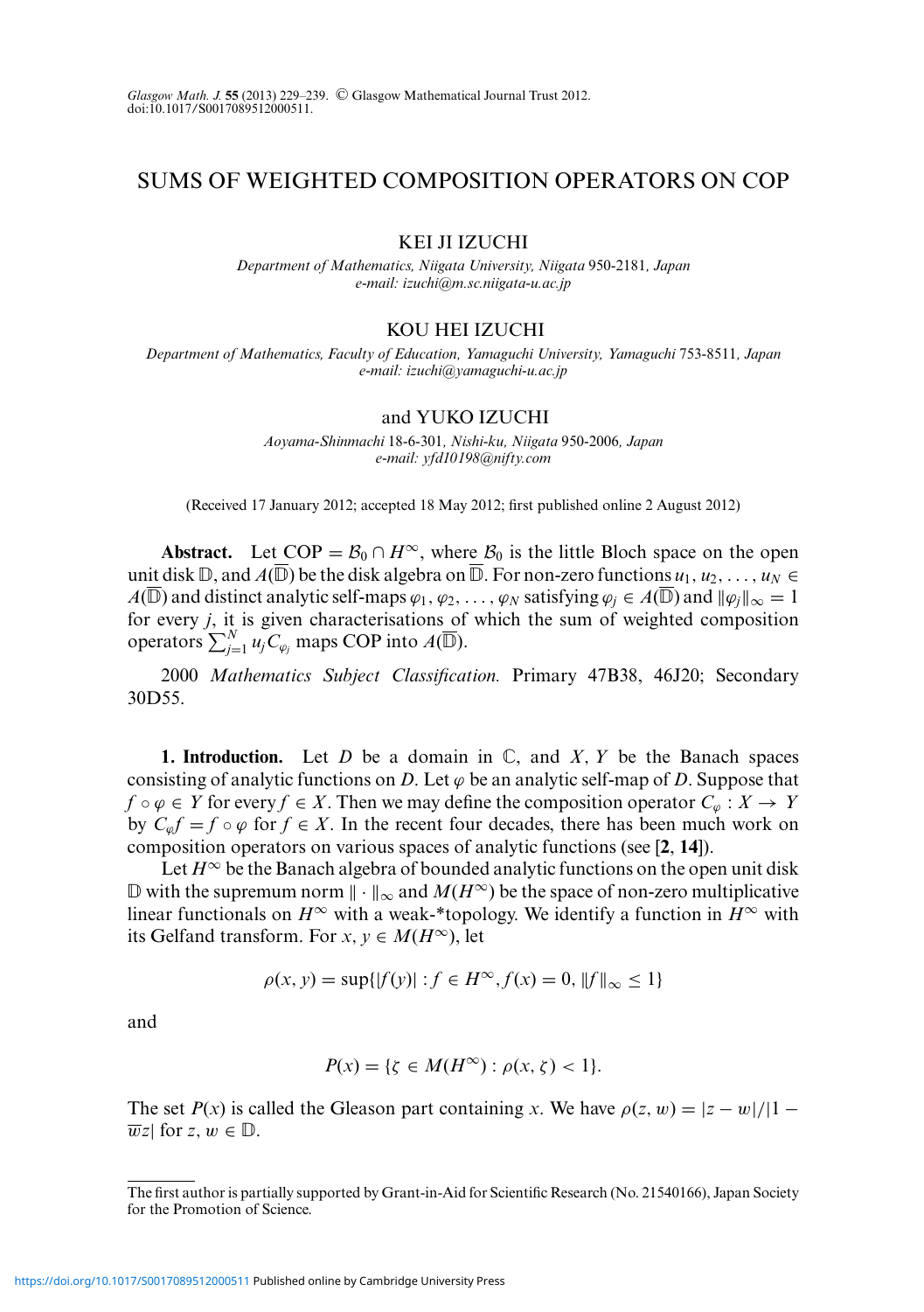# SUMS OF WEIGHTED COMPOSITION OPERATORS ON COP

KEI JI IZUCHI

*Department of Mathematics, Niigata University, Niigata 950-2181, Japan*
*e-mail: izuchi@m.sc.niigata-u.ac.jp*

KOU HEI IZUCHI

*Department of Mathematics, Faculty of Education, Yamaguchi University, Yamaguchi 753-8511, Japan*
*e-mail: izuchi@yamaguchi-u.ac.jp*

and YUKO IZUCHI

*Aoyama-Shinmachi 18-6-301, Nishi-ku, Niigata 950-2006, Japan*
*e-mail: yfd10198@nifty.com*

(Received 17 January 2012; accepted 18 May 2012; first published online 2 August 2012)

**Abstract.** Let COP $= \mathcal{B}_0 \cap H^\infty$, where $\mathcal{B}_0$ is the little Bloch space on the open unit disk $\mathbb{D}$, and $A(\overline{\mathbb{D}})$ be the disk algebra on $\overline{\mathbb{D}}$. For non-zero functions $u_1, u_2, \ldots, u_N \in A(\overline{\mathbb{D}})$ and distinct analytic self-maps $\varphi_1, \varphi_2, \ldots, \varphi_N$ satisfying $\varphi_j \in A(\overline{\mathbb{D}})$ and $\|\varphi_j\|_\infty = 1$ for every $j$, it is given characterisations of which the sum of weighted composition operators $\sum_{j=1}^N u_j C_{\varphi_j}$ maps COP into $A(\overline{\mathbb{D}})$.

2000 *Mathematics Subject Classification.* Primary 47B38, 46J20; Secondary 30D55.

**1. Introduction.** Let $D$ be a domain in $\mathbb{C}$, and $X, Y$ be the Banach spaces consisting of analytic functions on $D$. Let $\varphi$ be an analytic self-map of $D$. Suppose that $f \circ \varphi \in Y$ for every $f \in X$. Then we may define the composition operator $C_\varphi : X \to Y$ by $C_\varphi f = f \circ \varphi$ for $f \in X$. In the recent four decades, there has been much work on composition operators on various spaces of analytic functions (see [**2**, **14**]).

Let $H^\infty$ be the Banach algebra of bounded analytic functions on the open unit disk $\mathbb{D}$ with the supremum norm $\| \cdot \|_\infty$ and $M(H^\infty)$ be the space of non-zero multiplicative linear functionals on $H^\infty$ with a weak-*topology. We identify a function in $H^\infty$ with its Gelfand transform. For $x, y \in M(H^\infty)$, let

$$\rho(x, y) = \sup\{|f(y)| : f \in H^\infty, f(x) = 0, \|f\|_\infty \leq 1\}$$

and

$$P(x) = \{\zeta \in M(H^\infty) : \rho(x, \zeta) < 1\}.$$

The set $P(x)$ is called the Gleason part containing $x$. We have $\rho(z, w) = |z - w|/|1 - \overline{w}z|$ for $z, w \in \mathbb{D}$.

The first author is partially supported by Grant-in-Aid for Scientific Research (No. 21540166), Japan Society for the Promotion of Science.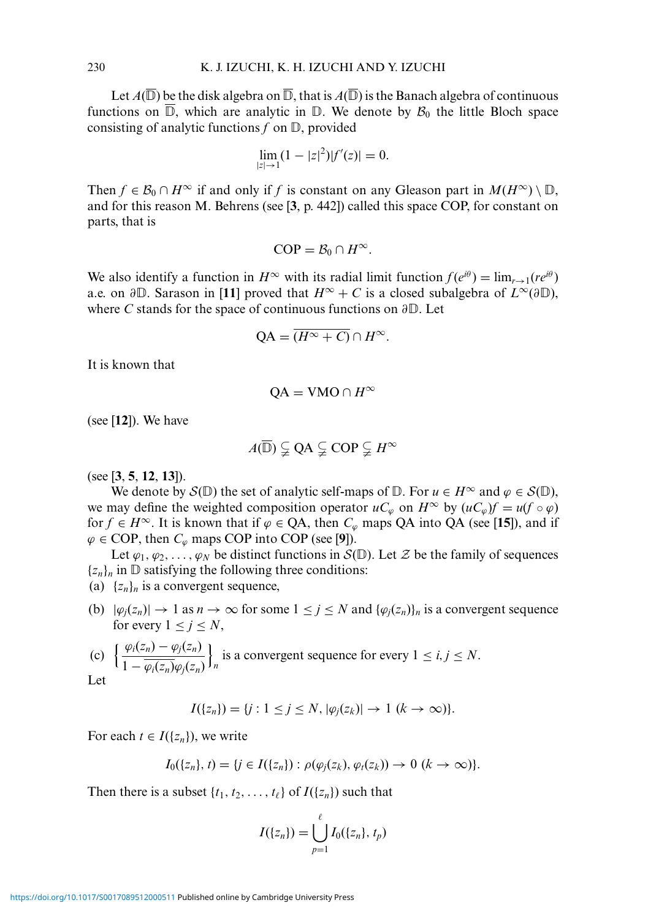Let $A(\overline{\mathbb{D}})$ be the disk algebra on $\overline{\mathbb{D}}$, that is $A(\overline{\mathbb{D}})$ is the Banach algebra of continuous functions on $\overline{\mathbb{D}}$, which are analytic in $\mathbb{D}$. We denote by $\mathcal{B}_0$ the little Bloch space consisting of analytic functions $f$ on $\mathbb{D}$, provided

$$\lim_{|z|\to 1}(1-|z|^2)|f'(z)| = 0.$$

Then $f \in \mathcal{B}_0 \cap H^\infty$ if and only if $f$ is constant on any Gleason part in $M(H^\infty)\setminus\mathbb{D}$, and for this reason M. Behrens (see [**3**, p. 442]) called this space COP, for constant on parts, that is

$$\mathrm{COP} = \mathcal{B}_0 \cap H^\infty.$$

We also identify a function in $H^\infty$ with its radial limit function $f(e^{i\theta}) = \lim_{r\to 1}(re^{i\theta})$ a.e. on $\partial\mathbb{D}$. Sarason in [**11**] proved that $H^\infty + C$ is a closed subalgebra of $L^\infty(\partial\mathbb{D})$, where $C$ stands for the space of continuous functions on $\partial\mathbb{D}$. Let

$$\mathrm{QA} = \overline{(H^\infty + C)} \cap H^\infty.$$

It is known that

$$\mathrm{QA} = \mathrm{VMO} \cap H^\infty$$

(see [**12**]). We have

$$A(\overline{\mathbb{D}}) \subsetneqq \mathrm{QA} \subsetneqq \mathrm{COP} \subsetneqq H^\infty$$

(see [**3**, **5**, **12**, **13**]).

We denote by $\mathcal{S}(\mathbb{D})$ the set of analytic self-maps of $\mathbb{D}$. For $u \in H^\infty$ and $\varphi \in \mathcal{S}(\mathbb{D})$, we may define the weighted composition operator $uC_\varphi$ on $H^\infty$ by $(uC_\varphi)f = u(f\circ\varphi)$ for $f \in H^\infty$. It is known that if $\varphi \in \mathrm{QA}$, then $C_\varphi$ maps QA into QA (see [**15**]), and if $\varphi \in \mathrm{COP}$, then $C_\varphi$ maps COP into COP (see [**9**]).

Let $\varphi_1, \varphi_2, \ldots, \varphi_N$ be distinct functions in $\mathcal{S}(\mathbb{D})$. Let $\mathcal{Z}$ be the family of sequences $\{z_n\}_n$ in $\mathbb{D}$ satisfying the following three conditions:

(a) $\{z_n\}_n$ is a convergent sequence,

(b) $|\varphi_j(z_n)| \to 1$ as $n \to \infty$ for some $1 \le j \le N$ and $\{\varphi_j(z_n)\}_n$ is a convergent sequence for every $1 \le j \le N$,

(c) $\left\{\dfrac{\varphi_i(z_n) - \varphi_j(z_n)}{1 - \overline{\varphi_i(z_n)}\varphi_j(z_n)}\right\}_n$ is a convergent sequence for every $1 \le i, j \le N$.

Let

$$I(\{z_n\}) = \{j : 1 \le j \le N, |\varphi_j(z_k)| \to 1 \ (k \to \infty)\}.$$

For each $t \in I(\{z_n\})$, we write

$$I_0(\{z_n\}, t) = \{j \in I(\{z_n\}) : \rho(\varphi_j(z_k), \varphi_t(z_k)) \to 0 \ (k \to \infty)\}.$$

Then there is a subset $\{t_1, t_2, \ldots, t_\ell\}$ of $I(\{z_n\})$ such that

$$I(\{z_n\}) = \bigcup_{p=1}^{\ell} I_0(\{z_n\}, t_p)$$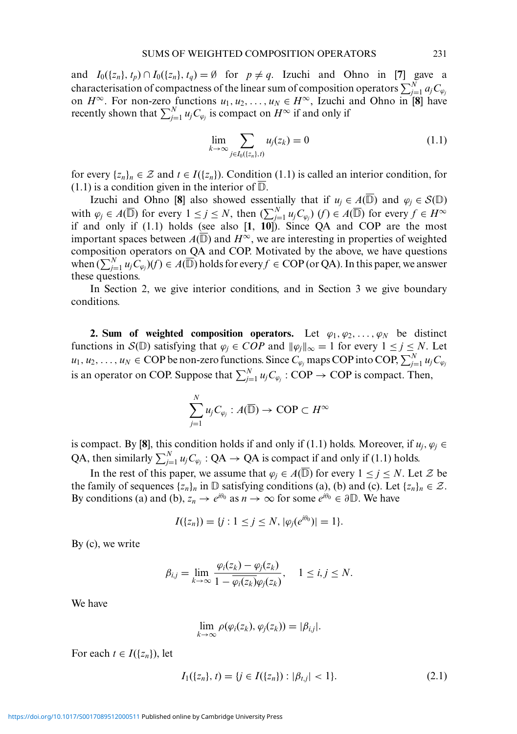and $I_0(\{z_n\}, t_p) \cap I_0(\{z_n\}, t_q) = \emptyset$ for $p \neq q$. Izuchi and Ohno in [**7**] gave a characterisation of compactness of the linear sum of composition operators $\sum_{j=1}^{N} a_j C_{\varphi_j}$ on $H^\infty$. For non-zero functions $u_1, u_2, \ldots, u_N \in H^\infty$, Izuchi and Ohno in [**8**] have recently shown that $\sum_{j=1}^{N} u_j C_{\varphi_j}$ is compact on $H^\infty$ if and only if

$$\lim_{k\to\infty} \sum_{j \in I_0(\{z_n\}, t)} u_j(z_k) = 0 \tag{1.1}$$

for every $\{z_n\}_n \in \mathcal{Z}$ and $t \in I(\{z_n\})$. Condition (1.1) is called an interior condition, for (1.1) is a condition given in the interior of $\mathbb{D}$.

Izuchi and Ohno [**8**] also showed essentially that if $u_j \in A(\overline{\mathbb{D}})$ and $\varphi_j \in \mathcal{S}(\mathbb{D})$ with $\varphi_j \in A(\overline{\mathbb{D}})$ for every $1 \le j \le N$, then $(\sum_{j=1}^{N} u_j C_{\varphi_j})(f) \in A(\overline{\mathbb{D}})$ for every $f \in H^\infty$ if and only if (1.1) holds (see also [**1**, **10**]). Since QA and COP are the most important spaces between $A(\overline{\mathbb{D}})$ and $H^\infty$, we are interesting in properties of weighted composition operators on QA and COP. Motivated by the above, we have questions when $(\sum_{j=1}^{N} u_j C_{\varphi_j})(f) \in A(\overline{\mathbb{D}})$ holds for every $f \in$ COP (or QA). In this paper, we answer these questions.

In Section 2, we give interior conditions, and in Section 3 we give boundary conditions.

**2. Sum of weighted composition operators.** Let $\varphi_1, \varphi_2, \ldots, \varphi_N$ be distinct functions in $\mathcal{S}(\mathbb{D})$ satisfying that $\varphi_j \in COP$ and $\|\varphi_j\|_\infty = 1$ for every $1 \le j \le N$. Let $u_1, u_2, \ldots, u_N \in$ COP be non-zero functions. Since $C_{\varphi_j}$ maps COP into COP, $\sum_{j=1}^{N} u_j C_{\varphi_j}$ is an operator on COP. Suppose that $\sum_{j=1}^{N} u_j C_{\varphi_j} :$ COP $\to$ COP is compact. Then,

$$\sum_{j=1}^{N} u_j C_{\varphi_j} : A(\overline{\mathbb{D}}) \to \text{COP} \subset H^\infty$$

is compact. By [**8**], this condition holds if and only if (1.1) holds. Moreover, if $u_j, \varphi_j \in$ QA, then similarly $\sum_{j=1}^{N} u_j C_{\varphi_j} :$ QA $\to$ QA is compact if and only if (1.1) holds.

In the rest of this paper, we assume that $\varphi_j \in A(\overline{\mathbb{D}})$ for every $1 \le j \le N$. Let $\mathcal{Z}$ be the family of sequences $\{z_n\}_n$ in $\mathbb{D}$ satisfying conditions (a), (b) and (c). Let $\{z_n\}_n \in \mathcal{Z}$. By conditions (a) and (b), $z_n \to e^{i\theta_0}$ as $n \to \infty$ for some $e^{i\theta_0} \in \partial\mathbb{D}$. We have

$$I(\{z_n\}) = \{j : 1 \le j \le N, |\varphi_j(e^{i\theta_0})| = 1\}.$$

By (c), we write

$$\beta_{i,j} = \lim_{k\to\infty} \frac{\varphi_i(z_k) - \varphi_j(z_k)}{1 - \overline{\varphi_i(z_k)}\varphi_j(z_k)}, \quad 1 \le i, j \le N.$$

We have

$$\lim_{k\to\infty} \rho(\varphi_i(z_k), \varphi_j(z_k)) = |\beta_{i,j}|.$$

For each $t \in I(\{z_n\})$, let

$$I_1(\{z_n\}, t) = \{j \in I(\{z_n\}) : |\beta_{t,j}| < 1\}. \tag{2.1}$$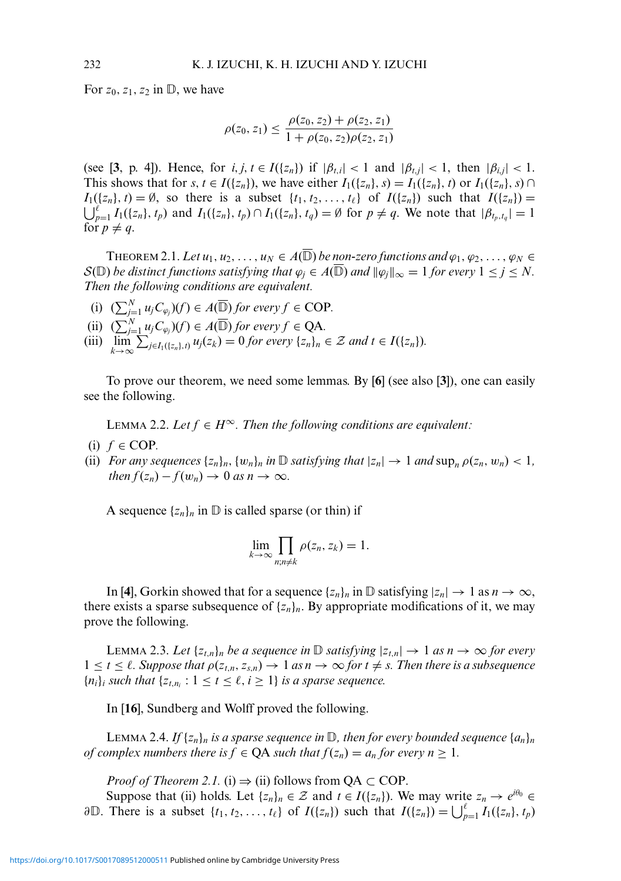For $z_0, z_1, z_2$ in $\mathbb{D}$, we have

$$\rho(z_0, z_1) \leq \frac{\rho(z_0, z_2) + \rho(z_2, z_1)}{1 + \rho(z_0, z_2)\rho(z_2, z_1)}$$

(see [**3**, p. 4]). Hence, for $i, j, t \in I(\{z_n\})$ if $|\beta_{t,i}| < 1$ and $|\beta_{t,j}| < 1$, then $|\beta_{i,j}| < 1$. This shows that for $s, t \in I(\{z_n\})$, we have either $I_1(\{z_n\}, s) = I_1(\{z_n\}, t)$ or $I_1(\{z_n\}, s) \cap I_1(\{z_n\}, t) = \emptyset$, so there is a subset $\{t_1, t_2, \ldots, t_\ell\}$ of $I(\{z_n\})$ such that $I(\{z_n\}) = \bigcup_{p=1}^{\ell} I_1(\{z_n\}, t_p)$ and $I_1(\{z_n\}, t_p) \cap I_1(\{z_n\}, t_q) = \emptyset$ for $p \neq q$. We note that $|\beta_{t_p, t_q}| = 1$ for $p \neq q$.

THEOREM 2.1. *Let $u_1, u_2, \ldots, u_N \in A(\overline{\mathbb{D}})$ be non-zero functions and $\varphi_1, \varphi_2, \ldots, \varphi_N \in \mathcal{S}(\mathbb{D})$ be distinct functions satisfying that $\varphi_j \in A(\overline{\mathbb{D}})$ and $\|\varphi_j\|_\infty = 1$ for every $1 \leq j \leq N$. Then the following conditions are equivalent.*

(i) $(\sum_{j=1}^{N} u_j C_{\varphi_j})(f) \in A(\overline{\mathbb{D}})$ *for every* $f \in \mathrm{COP}$.

(ii) $(\sum_{j=1}^{N} u_j C_{\varphi_j})(f) \in A(\overline{\mathbb{D}})$ *for every* $f \in \mathrm{QA}$.

(iii) $\lim_{k\to\infty} \sum_{j \in I_1(\{z_n\}, t)} u_j(z_k) = 0$ *for every* $\{z_n\}_n \in \mathcal{Z}$ *and* $t \in I(\{z_n\})$.

To prove our theorem, we need some lemmas. By [**6**] (see also [**3**]), one can easily see the following.

LEMMA 2.2. *Let $f \in H^\infty$. Then the following conditions are equivalent:*

(i) $f \in \mathrm{COP}$.

(ii) *For any sequences $\{z_n\}_n, \{w_n\}_n$ in $\mathbb{D}$ satisfying that $|z_n| \to 1$ and $\sup_n \rho(z_n, w_n) < 1$, then $f(z_n) - f(w_n) \to 0$ as $n \to \infty$.*

A sequence $\{z_n\}_n$ in $\mathbb{D}$ is called sparse (or thin) if

$$\lim_{k\to\infty} \prod_{n;n\neq k} \rho(z_n, z_k) = 1.$$

In [**4**], Gorkin showed that for a sequence $\{z_n\}_n$ in $\mathbb{D}$ satisfying $|z_n| \to 1$ as $n \to \infty$, there exists a sparse subsequence of $\{z_n\}_n$. By appropriate modifications of it, we may prove the following.

LEMMA 2.3. *Let $\{z_{t,n}\}_n$ be a sequence in $\mathbb{D}$ satisfying $|z_{t,n}| \to 1$ as $n \to \infty$ for every $1 \leq t \leq \ell$. Suppose that $\rho(z_{t,n}, z_{s,n}) \to 1$ as $n \to \infty$ for $t \neq s$. Then there is a subsequence $\{n_i\}_i$ such that $\{z_{t,n_i} : 1 \leq t \leq \ell, i \geq 1\}$ is a sparse sequence.*

In [**16**], Sundberg and Wolff proved the following.

LEMMA 2.4. *If $\{z_n\}_n$ is a sparse sequence in $\mathbb{D}$, then for every bounded sequence $\{a_n\}_n$ of complex numbers there is $f \in \mathrm{QA}$ such that $f(z_n) = a_n$ for every $n \geq 1$.*

*Proof of Theorem 2.1.* (i) $\Rightarrow$ (ii) follows from $\mathrm{QA} \subset \mathrm{COP}$.

Suppose that (ii) holds. Let $\{z_n\}_n \in \mathcal{Z}$ and $t \in I(\{z_n\})$. We may write $z_n \to e^{i\theta_0} \in \partial\mathbb{D}$. There is a subset $\{t_1, t_2, \ldots, t_\ell\}$ of $I(\{z_n\})$ such that $I(\{z_n\}) = \bigcup_{p=1}^{\ell} I_1(\{z_n\}, t_p)$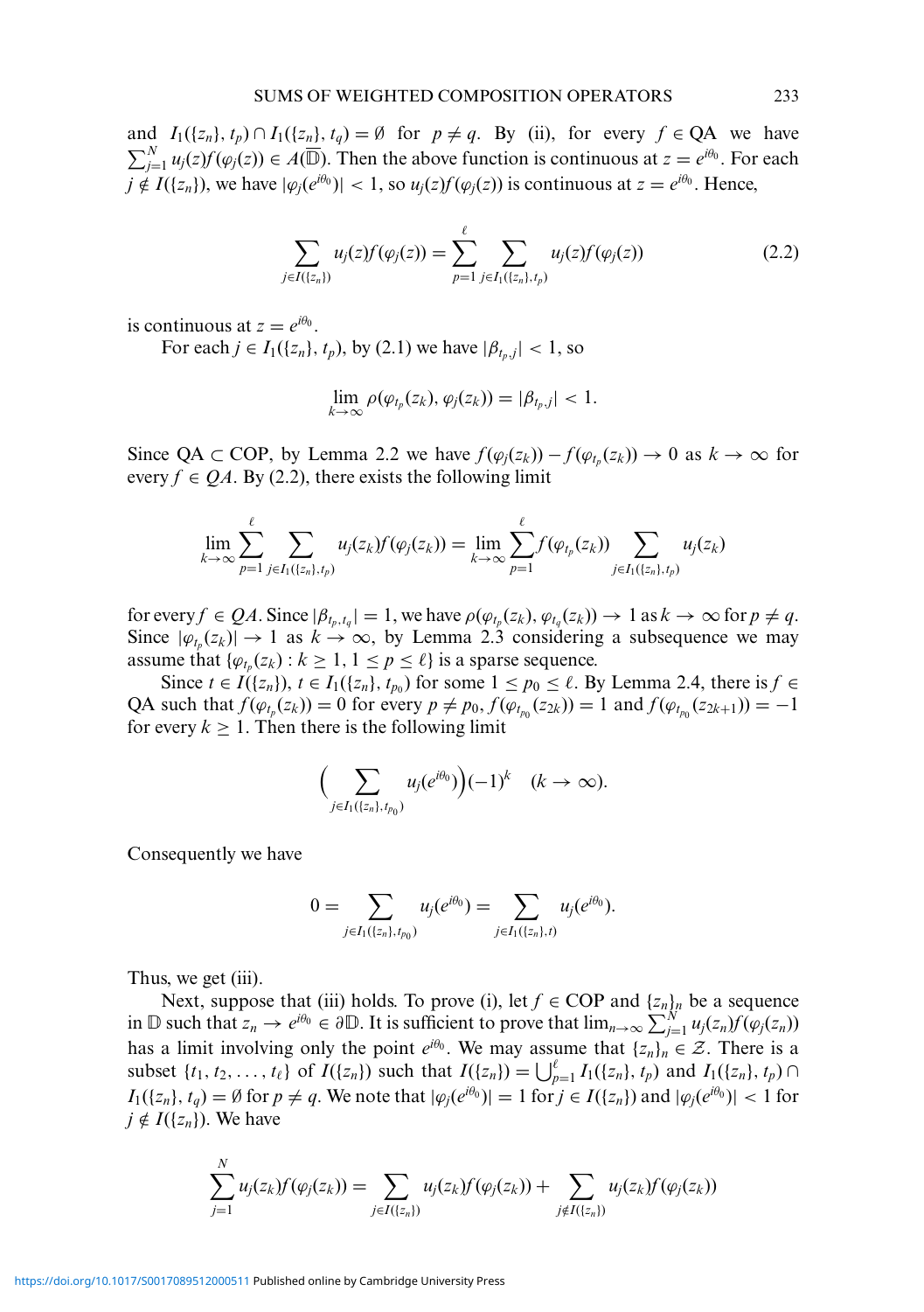and $I_1(\{z_n\}, t_p) \cap I_1(\{z_n\}, t_q) = \emptyset$ for $p \neq q$. By (ii), for every $f \in \mathrm{QA}$ we have $\sum_{j=1}^{N} u_j(z) f(\varphi_j(z)) \in A(\overline{\mathbb{D}})$. Then the above function is continuous at $z = e^{i\theta_0}$. For each $j \notin I(\{z_n\})$, we have $|\varphi_j(e^{i\theta_0})| < 1$, so $u_j(z) f(\varphi_j(z))$ is continuous at $z = e^{i\theta_0}$. Hence,

$$\sum_{j \in I(\{z_n\})} u_j(z) f(\varphi_j(z)) = \sum_{p=1}^{\ell} \sum_{j \in I_1(\{z_n\}, t_p)} u_j(z) f(\varphi_j(z)) \tag{2.2}$$

is continuous at $z = e^{i\theta_0}$.

For each $j \in I_1(\{z_n\}, t_p)$, by (2.1) we have $|\beta_{t_p, j}| < 1$, so

$$\lim_{k \to \infty} \rho(\varphi_{t_p}(z_k), \varphi_j(z_k)) = |\beta_{t_p, j}| < 1.$$

Since $\mathrm{QA} \subset \mathrm{COP}$, by Lemma 2.2 we have $f(\varphi_j(z_k)) - f(\varphi_{t_p}(z_k)) \to 0$ as $k \to \infty$ for every $f \in QA$. By (2.2), there exists the following limit

$$\lim_{k \to \infty} \sum_{p=1}^{\ell} \sum_{j \in I_1(\{z_n\}, t_p)} u_j(z_k) f(\varphi_j(z_k)) = \lim_{k \to \infty} \sum_{p=1}^{\ell} f(\varphi_{t_p}(z_k)) \sum_{j \in I_1(\{z_n\}, t_p)} u_j(z_k)$$

for every $f \in QA$. Since $|\beta_{t_p, t_q}| = 1$, we have $\rho(\varphi_{t_p}(z_k), \varphi_{t_q}(z_k)) \to 1$ as $k \to \infty$ for $p \neq q$. Since $|\varphi_{t_p}(z_k)| \to 1$ as $k \to \infty$, by Lemma 2.3 considering a subsequence we may assume that $\{\varphi_{t_p}(z_k) : k \geq 1, 1 \leq p \leq \ell\}$ is a sparse sequence.

Since $t \in I(\{z_n\})$, $t \in I_1(\{z_n\}, t_{p_0})$ for some $1 \leq p_0 \leq \ell$. By Lemma 2.4, there is $f \in \mathrm{QA}$ such that $f(\varphi_{t_p}(z_k)) = 0$ for every $p \neq p_0$, $f(\varphi_{t_{p_0}}(z_{2k})) = 1$ and $f(\varphi_{t_{p_0}}(z_{2k+1})) = -1$ for every $k \geq 1$. Then there is the following limit

$$\Big( \sum_{j \in I_1(\{z_n\}, t_{p_0})} u_j(e^{i\theta_0}) \Big) (-1)^k \quad (k \to \infty).$$

Consequently we have

$$0 = \sum_{j \in I_1(\{z_n\}, t_{p_0})} u_j(e^{i\theta_0}) = \sum_{j \in I_1(\{z_n\}, t)} u_j(e^{i\theta_0}).$$

Thus, we get (iii).

Next, suppose that (iii) holds. To prove (i), let $f \in \mathrm{COP}$ and $\{z_n\}_n$ be a sequence in $\mathbb{D}$ such that $z_n \to e^{i\theta_0} \in \partial\mathbb{D}$. It is sufficient to prove that $\lim_{n \to \infty} \sum_{j=1}^{N} u_j(z_n) f(\varphi_j(z_n))$ has a limit involving only the point $e^{i\theta_0}$. We may assume that $\{z_n\}_n \in \mathcal{Z}$. There is a subset $\{t_1, t_2, \ldots, t_\ell\}$ of $I(\{z_n\})$ such that $I(\{z_n\}) = \bigcup_{p=1}^{\ell} I_1(\{z_n\}, t_p)$ and $I_1(\{z_n\}, t_p) \cap I_1(\{z_n\}, t_q) = \emptyset$ for $p \neq q$. We note that $|\varphi_j(e^{i\theta_0})| = 1$ for $j \in I(\{z_n\})$ and $|\varphi_j(e^{i\theta_0})| < 1$ for $j \notin I(\{z_n\})$. We have

$$\sum_{j=1}^{N} u_j(z_k) f(\varphi_j(z_k)) = \sum_{j \in I(\{z_n\})} u_j(z_k) f(\varphi_j(z_k)) + \sum_{j \notin I(\{z_n\})} u_j(z_k) f(\varphi_j(z_k))$$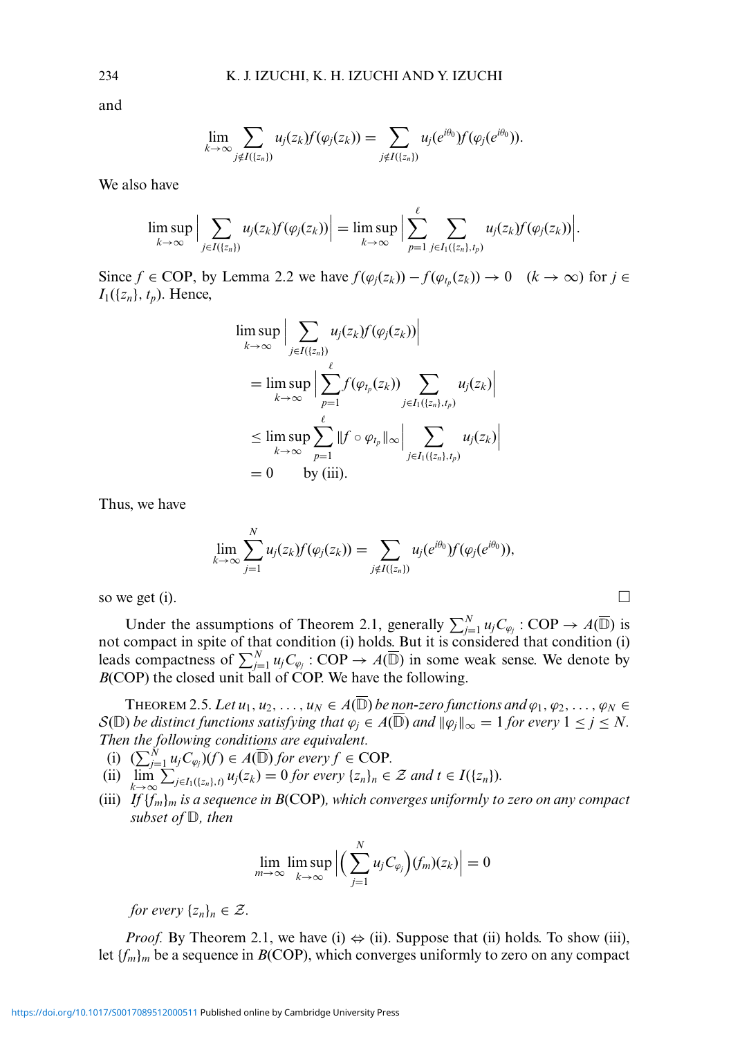and

$$\lim_{k\to\infty} \sum_{j\notin I(\{z_n\})} u_j(z_k) f(\varphi_j(z_k)) = \sum_{j\notin I(\{z_n\})} u_j(e^{i\theta_0}) f(\varphi_j(e^{i\theta_0})).$$

We also have

$$\limsup_{k\to\infty} \Big| \sum_{j\in I(\{z_n\})} u_j(z_k) f(\varphi_j(z_k)) \Big| = \limsup_{k\to\infty} \Big| \sum_{p=1}^{\ell} \sum_{j\in I_1(\{z_n\},t_p)} u_j(z_k) f(\varphi_j(z_k)) \Big|.$$

Since $f \in \mathrm{COP}$, by Lemma 2.2 we have $f(\varphi_j(z_k)) - f(\varphi_{t_p}(z_k)) \to 0 \quad (k \to \infty)$ for $j \in I_1(\{z_n\}, t_p)$. Hence,

$$\begin{aligned}
&\limsup_{k\to\infty} \Big| \sum_{j\in I(\{z_n\})} u_j(z_k) f(\varphi_j(z_k)) \Big| \\
&= \limsup_{k\to\infty} \Big| \sum_{p=1}^{\ell} f(\varphi_{t_p}(z_k)) \sum_{j\in I_1(\{z_n\},t_p)} u_j(z_k) \Big| \\
&\le \limsup_{k\to\infty} \sum_{p=1}^{\ell} \|f\circ\varphi_{t_p}\|_\infty \Big| \sum_{j\in I_1(\{z_n\},t_p)} u_j(z_k) \Big| \\
&= 0 \qquad \text{by (iii).}
\end{aligned}$$

Thus, we have

$$\lim_{k\to\infty} \sum_{j=1}^{N} u_j(z_k) f(\varphi_j(z_k)) = \sum_{j\notin I(\{z_n\})} u_j(e^{i\theta_0}) f(\varphi_j(e^{i\theta_0})),$$

so we get (i). □

Under the assumptions of Theorem 2.1, generally $\sum_{j=1}^{N} u_j C_{\varphi_j} : \mathrm{COP} \to A(\overline{\mathbb{D}})$ is not compact in spite of that condition (i) holds. But it is considered that condition (i) leads compactness of $\sum_{j=1}^{N} u_j C_{\varphi_j} : \mathrm{COP} \to A(\overline{\mathbb{D}})$ in some weak sense. We denote by $B(\mathrm{COP})$ the closed unit ball of COP. We have the following.

THEOREM 2.5. *Let $u_1, u_2, \ldots, u_N \in A(\overline{\mathbb{D}})$ be non-zero functions and $\varphi_1, \varphi_2, \ldots, \varphi_N \in \mathcal{S}(\mathbb{D})$ be distinct functions satisfying that $\varphi_j \in A(\overline{\mathbb{D}})$ and $\|\varphi_j\|_\infty = 1$ for every $1 \le j \le N$. Then the following conditions are equivalent.*

(i) $(\sum_{j=1}^{N} u_j C_{\varphi_j})(f) \in A(\overline{\mathbb{D}})$ *for every* $f \in \mathrm{COP}$.

(ii) $\lim_{k\to\infty} \sum_{j\in I_1(\{z_n\},t)} u_j(z_k) = 0$ *for every* $\{z_n\}_n \in \mathcal{Z}$ *and* $t \in I(\{z_n\})$.

(iii) *If $\{f_m\}_m$ is a sequence in $B(\mathrm{COP})$, which converges uniformly to zero on any compact subset of $\mathbb{D}$, then*

$$\lim_{m\to\infty} \limsup_{k\to\infty} \Big| \Big( \sum_{j=1}^{N} u_j C_{\varphi_j} \Big)(f_m)(z_k) \Big| = 0$$

*for every* $\{z_n\}_n \in \mathcal{Z}$.

*Proof.* By Theorem 2.1, we have (i) ⇔ (ii). Suppose that (ii) holds. To show (iii), let $\{f_m\}_m$ be a sequence in $B(\mathrm{COP})$, which converges uniformly to zero on any compact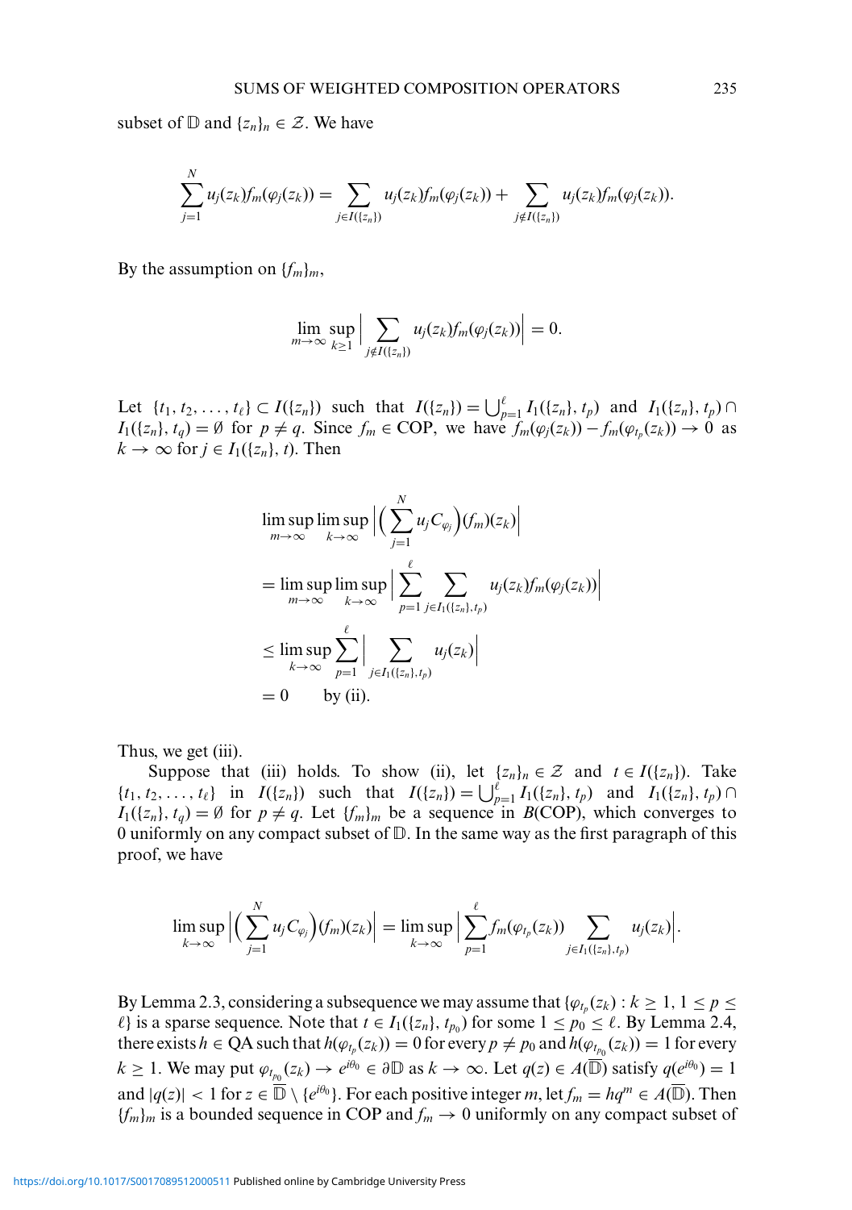subset of $\mathbb{D}$ and $\{z_n\}_n \in \mathcal{Z}$. We have

$$\sum_{j=1}^{N} u_j(z_k) f_m(\varphi_j(z_k)) = \sum_{j \in I(\{z_n\})} u_j(z_k) f_m(\varphi_j(z_k)) + \sum_{j \notin I(\{z_n\})} u_j(z_k) f_m(\varphi_j(z_k)).$$

By the assumption on $\{f_m\}_m$,

$$\lim_{m\to\infty} \sup_{k\geq 1} \Big| \sum_{j\notin I(\{z_n\})} u_j(z_k) f_m(\varphi_j(z_k)) \Big| = 0.$$

Let $\{t_1, t_2, \ldots, t_\ell\} \subset I(\{z_n\})$ such that $I(\{z_n\}) = \bigcup_{p=1}^{\ell} I_1(\{z_n\}, t_p)$ and $I_1(\{z_n\}, t_p) \cap I_1(\{z_n\}, t_q) = \emptyset$ for $p \neq q$. Since $f_m \in \mathrm{COP}$, we have $f_m(\varphi_j(z_k)) - f_m(\varphi_{t_p}(z_k)) \to 0$ as $k \to \infty$ for $j \in I_1(\{z_n\}, t)$. Then

$$\begin{aligned}
&\limsup_{m\to\infty} \limsup_{k\to\infty} \Big| \Big( \sum_{j=1}^{N} u_j C_{\varphi_j} \Big)(f_m)(z_k) \Big| \\
&= \limsup_{m\to\infty} \limsup_{k\to\infty} \Big| \sum_{p=1}^{\ell} \sum_{j\in I_1(\{z_n\}, t_p)} u_j(z_k) f_m(\varphi_j(z_k)) \Big| \\
&\leq \limsup_{k\to\infty} \sum_{p=1}^{\ell} \Big| \sum_{j\in I_1(\{z_n\}, t_p)} u_j(z_k) \Big| \\
&= 0 \qquad \text{by (ii).}
\end{aligned}$$

Thus, we get (iii).

Suppose that (iii) holds. To show (ii), let $\{z_n\}_n \in \mathcal{Z}$ and $t \in I(\{z_n\})$. Take $\{t_1, t_2, \ldots, t_\ell\}$ in $I(\{z_n\})$ such that $I(\{z_n\}) = \bigcup_{p=1}^{\ell} I_1(\{z_n\}, t_p)$ and $I_1(\{z_n\}, t_p) \cap I_1(\{z_n\}, t_q) = \emptyset$ for $p \neq q$. Let $\{f_m\}_m$ be a sequence in $B(\mathrm{COP})$, which converges to 0 uniformly on any compact subset of $\mathbb{D}$. In the same way as the first paragraph of this proof, we have

$$\limsup_{k\to\infty} \Big| \Big( \sum_{j=1}^{N} u_j C_{\varphi_j} \Big)(f_m)(z_k) \Big| = \limsup_{k\to\infty} \Big| \sum_{p=1}^{\ell} f_m(\varphi_{t_p}(z_k)) \sum_{j\in I_1(\{z_n\}, t_p)} u_j(z_k) \Big|.$$

By Lemma 2.3, considering a subsequence we may assume that $\{\varphi_{t_p}(z_k) : k \geq 1, 1 \leq p \leq \ell\}$ is a sparse sequence. Note that $t \in I_1(\{z_n\}, t_{p_0})$ for some $1 \leq p_0 \leq \ell$. By Lemma 2.4, there exists $h \in \mathrm{QA}$ such that $h(\varphi_{t_p}(z_k)) = 0$ for every $p \neq p_0$ and $h(\varphi_{t_{p_0}}(z_k)) = 1$ for every $k \geq 1$. We may put $\varphi_{t_{p_0}}(z_k) \to e^{i\theta_0} \in \partial\mathbb{D}$ as $k \to \infty$. Let $q(z) \in A(\overline{\mathbb{D}})$ satisfy $q(e^{i\theta_0}) = 1$ and $|q(z)| < 1$ for $z \in \overline{\mathbb{D}} \setminus \{e^{i\theta_0}\}$. For each positive integer $m$, let $f_m = hq^m \in A(\overline{\mathbb{D}})$. Then $\{f_m\}_m$ is a bounded sequence in COP and $f_m \to 0$ uniformly on any compact subset of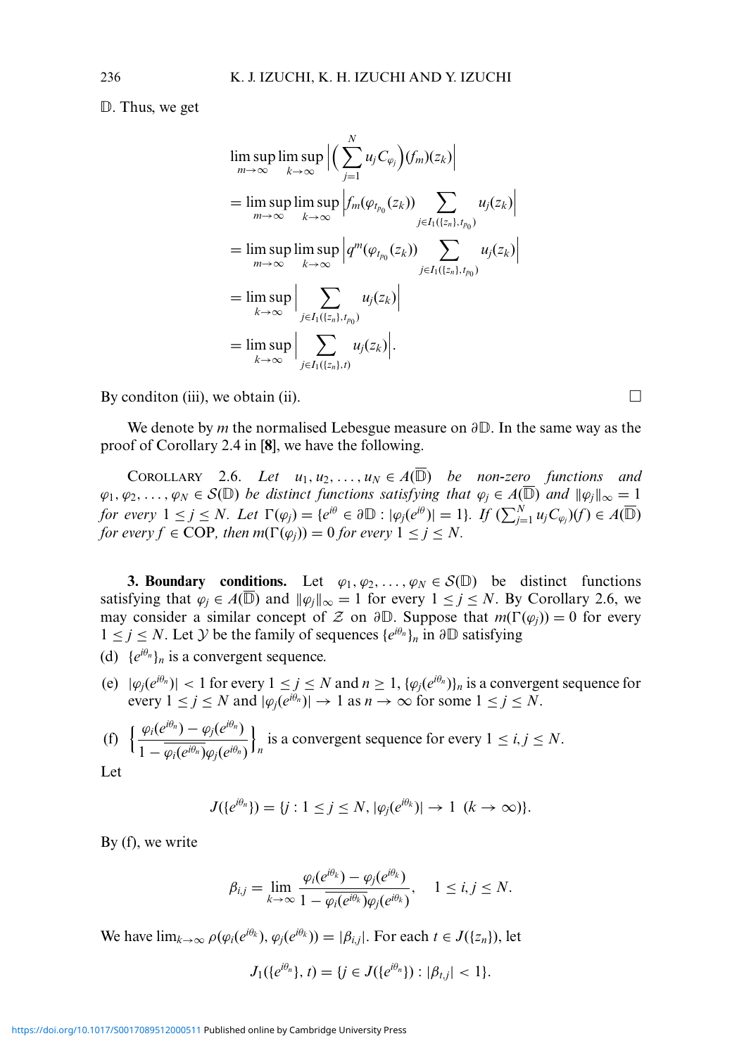$\mathbb{D}$. Thus, we get

$$
\begin{aligned}
&\limsup_{m\to\infty}\limsup_{k\to\infty}\left|\Big(\sum_{j=1}^{N}u_jC_{\varphi_j}\Big)(f_m)(z_k)\right| \\
&=\limsup_{m\to\infty}\limsup_{k\to\infty}\left|f_m(\varphi_{t_{p_0}}(z_k))\sum_{j\in I_1(\{z_n\},t_{p_0})}u_j(z_k)\right| \\
&=\limsup_{m\to\infty}\limsup_{k\to\infty}\left|q^m(\varphi_{t_{p_0}}(z_k))\sum_{j\in I_1(\{z_n\},t_{p_0})}u_j(z_k)\right| \\
&=\limsup_{k\to\infty}\left|\sum_{j\in I_1(\{z_n\},t_{p_0})}u_j(z_k)\right| \\
&=\limsup_{k\to\infty}\left|\sum_{j\in I_1(\{z_n\},t)}u_j(z_k)\right|.
\end{aligned}
$$

By conditon (iii), we obtain (ii). $\square$

We denote by $m$ the normalised Lebesgue measure on $\partial\mathbb{D}$. In the same way as the proof of Corollary 2.4 in **[8]**, we have the following.

COROLLARY 2.6. *Let $u_1, u_2, \dots, u_N \in A(\overline{\mathbb{D}})$ be non-zero functions and $\varphi_1, \varphi_2, \dots, \varphi_N \in \mathcal{S}(\mathbb{D})$ be distinct functions satisfying that $\varphi_j \in A(\overline{\mathbb{D}})$ and $\|\varphi_j\|_\infty = 1$ for every $1 \le j \le N$. Let $\Gamma(\varphi_j) = \{e^{i\theta} \in \partial\mathbb{D} : |\varphi_j(e^{i\theta})| = 1\}$. If $(\sum_{j=1}^N u_jC_{\varphi_j})(f) \in A(\overline{\mathbb{D}})$ for every $f \in$ COP, then $m(\Gamma(\varphi_j)) = 0$ for every $1 \le j \le N$.*

**3. Boundary conditions.** Let $\varphi_1, \varphi_2, \dots, \varphi_N \in \mathcal{S}(\mathbb{D})$ be distinct functions satisfying that $\varphi_j \in A(\overline{\mathbb{D}})$ and $\|\varphi_j\|_\infty = 1$ for every $1 \le j \le N$. By Corollary 2.6, we may consider a similar concept of $\mathcal{Z}$ on $\partial\mathbb{D}$. Suppose that $m(\Gamma(\varphi_j)) = 0$ for every $1 \le j \le N$. Let $\mathcal{Y}$ be the family of sequences $\{e^{i\theta_n}\}_n$ in $\partial\mathbb{D}$ satisfying

(d) $\{e^{i\theta_n}\}_n$ is a convergent sequence.

(e) $|\varphi_j(e^{i\theta_n})| < 1$ for every $1 \le j \le N$ and $n \ge 1$, $\{\varphi_j(e^{i\theta_n})\}_n$ is a convergent sequence for every $1 \le j \le N$ and $|\varphi_j(e^{i\theta_n})| \to 1$ as $n \to \infty$ for some $1 \le j \le N$.

(f) $\left\{\dfrac{\varphi_i(e^{i\theta_n}) - \varphi_j(e^{i\theta_n})}{1 - \overline{\varphi_i(e^{i\theta_n})}\varphi_j(e^{i\theta_n})}\right\}_n$ is a convergent sequence for every $1 \le i, j \le N$.

Let

$$J(\{e^{i\theta_n}\}) = \{j : 1 \le j \le N, |\varphi_j(e^{i\theta_k})| \to 1 \ (k \to \infty)\}.$$

By (f), we write

$$\beta_{i,j} = \lim_{k\to\infty}\frac{\varphi_i(e^{i\theta_k}) - \varphi_j(e^{i\theta_k})}{1 - \overline{\varphi_i(e^{i\theta_k})}\varphi_j(e^{i\theta_k})}, \quad 1 \le i, j \le N.$$

We have $\lim_{k\to\infty}\rho(\varphi_i(e^{i\theta_k}), \varphi_j(e^{i\theta_k})) = |\beta_{i,j}|$. For each $t \in J(\{z_n\})$, let

$$J_1(\{e^{i\theta_n}\}, t) = \{j \in J(\{e^{i\theta_n}\}) : |\beta_{t,j}| < 1\}.$$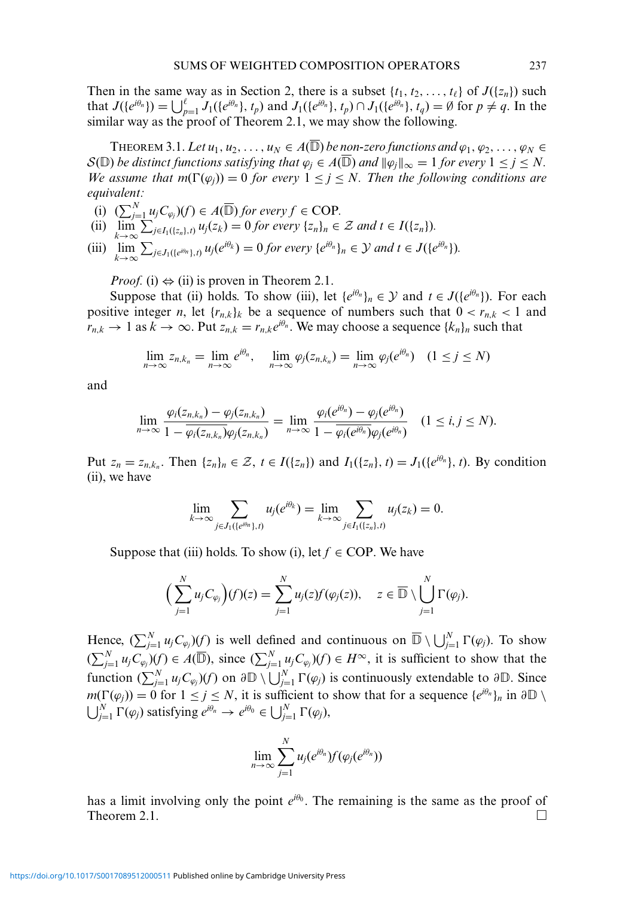Then in the same way as in Section 2, there is a subset $\{t_1, t_2, \ldots, t_\ell\}$ of $J(\{z_n\})$ such that $J(\{e^{i\theta_n}\}) = \bigcup_{p=1}^{\ell} J_1(\{e^{i\theta_n}\}, t_p)$ and $J_1(\{e^{i\theta_n}\}, t_p) \cap J_1(\{e^{i\theta_n}\}, t_q) = \emptyset$ for $p \neq q$. In the similar way as the proof of Theorem 2.1, we may show the following.

THEOREM 3.1. *Let $u_1, u_2, \ldots, u_N \in A(\overline{\mathbb{D}})$ be non-zero functions and $\varphi_1, \varphi_2, \ldots, \varphi_N \in \mathcal{S}(\mathbb{D})$ be distinct functions satisfying that $\varphi_j \in A(\overline{\mathbb{D}})$ and $\|\varphi_j\|_\infty = 1$ for every $1 \leq j \leq N$. We assume that $m(\Gamma(\varphi_j)) = 0$ for every $1 \leq j \leq N$. Then the following conditions are equivalent:*

(i) $(\sum_{j=1}^{N} u_j C_{\varphi_j})(f) \in A(\overline{\mathbb{D}})$ *for every* $f \in \mathrm{COP}$.

(ii) $\lim_{k\to\infty} \sum_{j \in I_1(\{z_n\}, t)} u_j(z_k) = 0$ *for every* $\{z_n\}_n \in \mathcal{Z}$ *and* $t \in I(\{z_n\})$.

(iii) $\lim_{k\to\infty} \sum_{j \in J_1(\{e^{i\theta_n}\}, t)} u_j(e^{i\theta_k}) = 0$ *for every* $\{e^{i\theta_n}\}_n \in \mathcal{Y}$ *and* $t \in J(\{e^{i\theta_n}\})$.

*Proof.* (i) $\Leftrightarrow$ (ii) is proven in Theorem 2.1.

Suppose that (ii) holds. To show (iii), let $\{e^{i\theta_n}\}_n \in \mathcal{Y}$ and $t \in J(\{e^{i\theta_n}\})$. For each positive integer $n$, let $\{r_{n,k}\}_k$ be a sequence of numbers such that $0 < r_{n,k} < 1$ and $r_{n,k} \to 1$ as $k \to \infty$. Put $z_{n,k} = r_{n,k} e^{i\theta_n}$. We may choose a sequence $\{k_n\}_n$ such that

$$\lim_{n\to\infty} z_{n,k_n} = \lim_{n\to\infty} e^{i\theta_n}, \quad \lim_{n\to\infty} \varphi_j(z_{n,k_n}) = \lim_{n\to\infty} \varphi_j(e^{i\theta_n}) \quad (1 \leq j \leq N)$$

and

$$\lim_{n\to\infty} \frac{\varphi_i(z_{n,k_n}) - \varphi_j(z_{n,k_n})}{1 - \overline{\varphi_i(z_{n,k_n})}\varphi_j(z_{n,k_n})} = \lim_{n\to\infty} \frac{\varphi_i(e^{i\theta_n}) - \varphi_j(e^{i\theta_n})}{1 - \overline{\varphi_i(e^{i\theta_n})}\varphi_j(e^{i\theta_n})} \quad (1 \leq i, j \leq N).$$

Put $z_n = z_{n,k_n}$. Then $\{z_n\}_n \in \mathcal{Z}$, $t \in I(\{z_n\})$ and $I_1(\{z_n\}, t) = J_1(\{e^{i\theta_n}\}, t)$. By condition (ii), we have

$$\lim_{k\to\infty} \sum_{j \in J_1(\{e^{i\theta_n}\}, t)} u_j(e^{i\theta_k}) = \lim_{k\to\infty} \sum_{j \in I_1(\{z_n\}, t)} u_j(z_k) = 0.$$

Suppose that (iii) holds. To show (i), let $f \in \mathrm{COP}$. We have

$$\Big(\sum_{j=1}^{N} u_j C_{\varphi_j}\Big)(f)(z) = \sum_{j=1}^{N} u_j(z) f(\varphi_j(z)), \quad z \in \overline{\mathbb{D}} \setminus \bigcup_{j=1}^{N} \Gamma(\varphi_j).$$

Hence, $(\sum_{j=1}^{N} u_j C_{\varphi_j})(f)$ is well defined and continuous on $\overline{\mathbb{D}} \setminus \bigcup_{j=1}^{N} \Gamma(\varphi_j)$. To show $(\sum_{j=1}^{N} u_j C_{\varphi_j})(f) \in A(\overline{\mathbb{D}})$, since $(\sum_{j=1}^{N} u_j C_{\varphi_j})(f) \in H^\infty$, it is sufficient to show that the function $(\sum_{j=1}^{N} u_j C_{\varphi_j})(f)$ on $\partial\mathbb{D} \setminus \bigcup_{j=1}^{N} \Gamma(\varphi_j)$ is continuously extendable to $\partial\mathbb{D}$. Since $m(\Gamma(\varphi_j)) = 0$ for $1 \leq j \leq N$, it is sufficient to show that for a sequence $\{e^{i\theta_n}\}_n$ in $\partial\mathbb{D} \setminus \bigcup_{j=1}^{N} \Gamma(\varphi_j)$ satisfying $e^{i\theta_n} \to e^{i\theta_0} \in \bigcup_{j=1}^{N} \Gamma(\varphi_j)$,

$$\lim_{n\to\infty} \sum_{j=1}^{N} u_j(e^{i\theta_n}) f(\varphi_j(e^{i\theta_n}))$$

has a limit involving only the point $e^{i\theta_0}$. The remaining is the same as the proof of Theorem 2.1. $\square$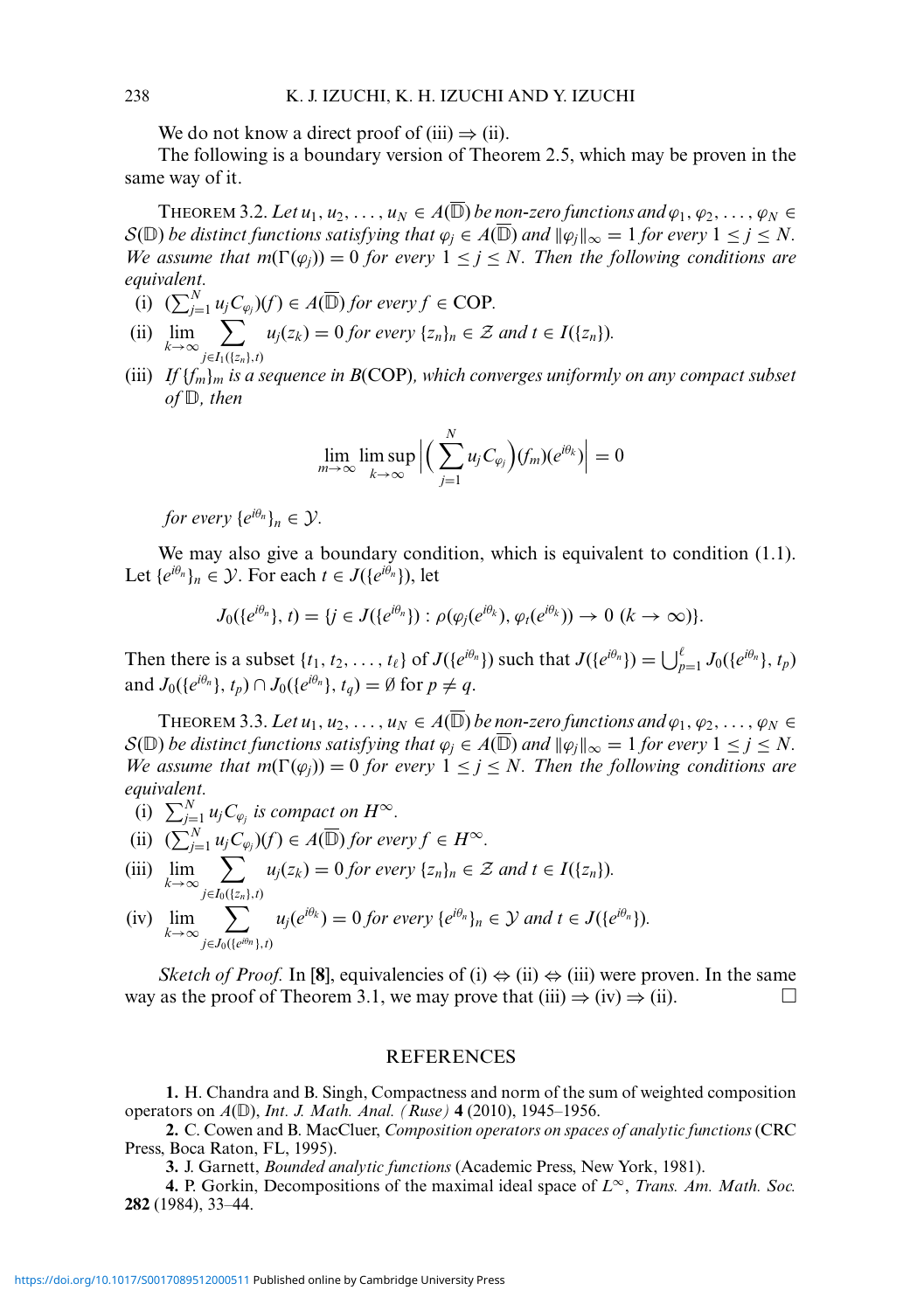We do not know a direct proof of (iii) $\Rightarrow$ (ii).

The following is a boundary version of Theorem 2.5, which may be proven in the same way of it.

THEOREM 3.2. *Let $u_1, u_2, \ldots, u_N \in A(\overline{\mathbb{D}})$ be non-zero functions and $\varphi_1, \varphi_2, \ldots, \varphi_N \in \mathcal{S}(\mathbb{D})$ be distinct functions satisfying that $\varphi_j \in A(\overline{\mathbb{D}})$ and $\|\varphi_j\|_\infty = 1$ for every $1 \le j \le N$. We assume that $m(\Gamma(\varphi_j)) = 0$ for every $1 \le j \le N$. Then the following conditions are equivalent.*

(i) $(\sum_{j=1}^N u_j C_{\varphi_j})(f) \in A(\overline{\mathbb{D}})$ *for every* $f \in \mathrm{COP}$.

(ii) $\displaystyle\lim_{k\to\infty} \sum_{j \in I_1(\{z_n\},t)} u_j(z_k) = 0$ *for every* $\{z_n\}_n \in \mathcal{Z}$ *and* $t \in I(\{z_n\})$.

(iii) *If $\{f_m\}_m$ is a sequence in $B(\mathrm{COP})$, which converges uniformly on any compact subset of $\mathbb{D}$, then*

$$\lim_{m\to\infty} \limsup_{k\to\infty} \Big| \Big( \sum_{j=1}^N u_j C_{\varphi_j} \Big)(f_m)(e^{i\theta_k}) \Big| = 0$$

*for every* $\{e^{i\theta_n}\}_n \in \mathcal{Y}$.

We may also give a boundary condition, which is equivalent to condition (1.1). Let $\{e^{i\theta_n}\}_n \in \mathcal{Y}$. For each $t \in J(\{e^{i\theta_n}\})$, let

$$J_0(\{e^{i\theta_n}\}, t) = \{j \in J(\{e^{i\theta_n}\}) : \rho(\varphi_j(e^{i\theta_k}), \varphi_t(e^{i\theta_k})) \to 0 \ (k \to \infty)\}.$$

Then there is a subset $\{t_1, t_2, \ldots, t_\ell\}$ of $J(\{e^{i\theta_n}\})$ such that $J(\{e^{i\theta_n}\}) = \bigcup_{p=1}^{\ell} J_0(\{e^{i\theta_n}\}, t_p)$ and $J_0(\{e^{i\theta_n}\}, t_p) \cap J_0(\{e^{i\theta_n}\}, t_q) = \emptyset$ for $p \ne q$.

THEOREM 3.3. *Let $u_1, u_2, \ldots, u_N \in A(\overline{\mathbb{D}})$ be non-zero functions and $\varphi_1, \varphi_2, \ldots, \varphi_N \in \mathcal{S}(\mathbb{D})$ be distinct functions satisfying that $\varphi_j \in A(\overline{\mathbb{D}})$ and $\|\varphi_j\|_\infty = 1$ for every $1 \le j \le N$. We assume that $m(\Gamma(\varphi_j)) = 0$ for every $1 \le j \le N$. Then the following conditions are equivalent.*

(i) $\sum_{j=1}^N u_j C_{\varphi_j}$ *is compact on* $H^\infty$.

(ii) $(\sum_{j=1}^N u_j C_{\varphi_j})(f) \in A(\overline{\mathbb{D}})$ *for every* $f \in H^\infty$.

(iii) $\displaystyle\lim_{k\to\infty} \sum_{j \in I_0(\{z_n\},t)} u_j(z_k) = 0$ *for every* $\{z_n\}_n \in \mathcal{Z}$ *and* $t \in I(\{z_n\})$.

(iv) $\displaystyle\lim_{k\to\infty} \sum_{j \in J_0(\{e^{i\theta_n}\},t)} u_j(e^{i\theta_k}) = 0$ *for every* $\{e^{i\theta_n}\}_n \in \mathcal{Y}$ *and* $t \in J(\{e^{i\theta_n}\})$.

*Sketch of Proof.* In [**8**], equivalencies of (i) $\Leftrightarrow$ (ii) $\Leftrightarrow$ (iii) were proven. In the same way as the proof of Theorem 3.1, we may prove that (iii) $\Rightarrow$ (iv) $\Rightarrow$ (ii). □

## REFERENCES

**1.** H. Chandra and B. Singh, Compactness and norm of the sum of weighted composition operators on $A(\mathbb{D})$, *Int. J. Math. Anal. (Ruse)* **4** (2010), 1945–1956.

**2.** C. Cowen and B. MacCluer, *Composition operators on spaces of analytic functions* (CRC Press, Boca Raton, FL, 1995).

**3.** J. Garnett, *Bounded analytic functions* (Academic Press, New York, 1981).

**4.** P. Gorkin, Decompositions of the maximal ideal space of $L^\infty$, *Trans. Am. Math. Soc.* **282** (1984), 33–44.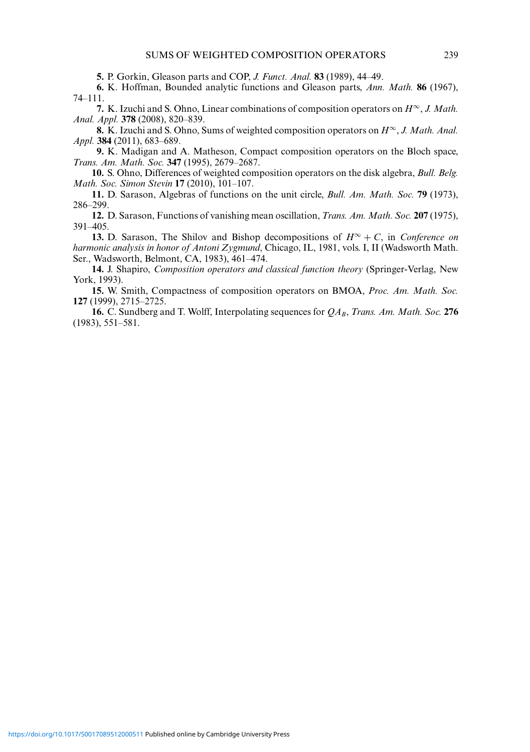**5.** P. Gorkin, Gleason parts and COP, *J. Funct. Anal.* **83** (1989), 44–49.

**6.** K. Hoffman, Bounded analytic functions and Gleason parts, *Ann. Math.* **86** (1967), 74–111.

**7.** K. Izuchi and S. Ohno, Linear combinations of composition operators on $H^\infty$, *J. Math. Anal. Appl.* **378** (2008), 820–839.

**8.** K. Izuchi and S. Ohno, Sums of weighted composition operators on $H^\infty$, *J. Math. Anal. Appl.* **384** (2011), 683–689.

**9.** K. Madigan and A. Matheson, Compact composition operators on the Bloch space, *Trans. Am. Math. Soc.* **347** (1995), 2679–2687.

**10.** S. Ohno, Differences of weighted composition operators on the disk algebra, *Bull. Belg. Math. Soc. Simon Stevin* **17** (2010), 101–107.

**11.** D. Sarason, Algebras of functions on the unit circle, *Bull. Am. Math. Soc.* **79** (1973), 286–299.

**12.** D. Sarason, Functions of vanishing mean oscillation, *Trans. Am. Math. Soc.* **207** (1975), 391–405.

**13.** D. Sarason, The Shilov and Bishop decompositions of $H^\infty + C$, in *Conference on harmonic analysis in honor of Antoni Zygmund*, Chicago, IL, 1981, vols. I, II (Wadsworth Math. Ser., Wadsworth, Belmont, CA, 1983), 461–474.

**14.** J. Shapiro, *Composition operators and classical function theory* (Springer-Verlag, New York, 1993).

**15.** W. Smith, Compactness of composition operators on BMOA, *Proc. Am. Math. Soc.* **127** (1999), 2715–2725.

**16.** C. Sundberg and T. Wolff, Interpolating sequences for $QA_B$, *Trans. Am. Math. Soc.* **276** (1983), 551–581.